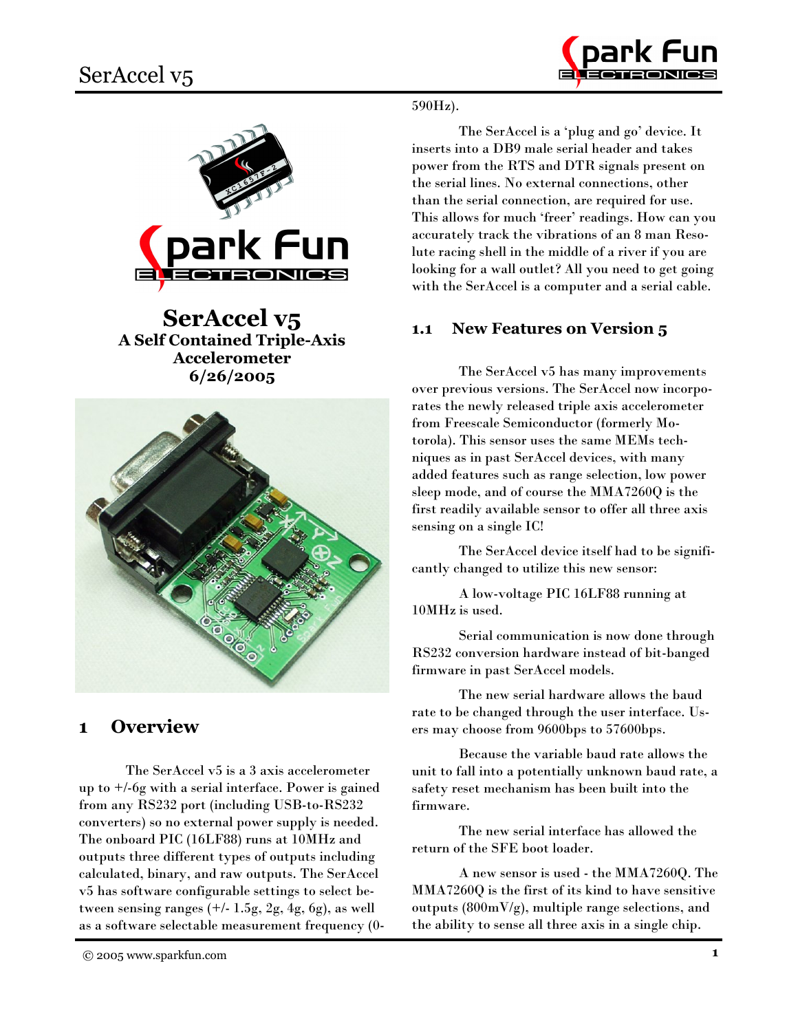# SerAccel v5

## A Self Contained Triple-Axis Accelerometer

## 6/26/2005

## 1 Overview

The SerAccel v5 is a 3 axis accelerometer up to +/-6g with a serial interface. Power is gained from any RS232 port (including USB-to-RS232 converters) so no external power supply is needed. The onboard PIC (16LF88) runs at 10MHz and outputs three different types of outputs including calculated, binary, and raw outputs. The SerAccel v5 has software configurable settings to select between sensing ranges (+/- 1.5g, 2g, 4g, 6g), as well as a software selectable measurement frequency (0-590Hz).

The SerAccel is a 'plug and go' device. It inserts into a DB9 male serial header and takes power from the RTS and DTR signals present on the serial lines. No external connections, other than the serial connection, are required for use. This allows for much 'freer' readings. How can you accurately track the vibrations of an 8 man Resolute racing shell in the middle of a river if you are looking for a wall outlet? All you need to get going with the SerAccel is a computer and a serial cable.

### 1.1 New Features on Version 5

The SerAccel v5 has many improvements over previous versions. The SerAccel now incorporates the newly released triple axis accelerometer from Freescale Semiconductor (formerly Motorola). This sensor uses the same MEMs techniques as in past SerAccel devices, with many added features such as range selection, low power sleep mode, and of course the MMA7260Q is the first readily available sensor to offer all three axis sensing on a single IC!

The SerAccel device itself had to be significantly changed to utilize this new sensor:

A low-voltage PIC 16LF88 running at 10MHz is used.

Serial communication is now done through RS232 conversion hardware instead of bit-banged firmware in past SerAccel models.

The new serial hardware allows the baud rate to be changed through the user interface. Users may choose from 9600bps to 57600bps.

Because the variable baud rate allows the unit to fall into a potentially unknown baud rate, a safety reset mechanism has been built into the firmware.

The new serial interface has allowed the return of the SFE boot loader.

A new sensor is used - the MMA7260Q. The MMA7260Q is the first of its kind to have sensitive outputs (800mV/g), multiple range selections, and the ability to sense all three axis in a single chip.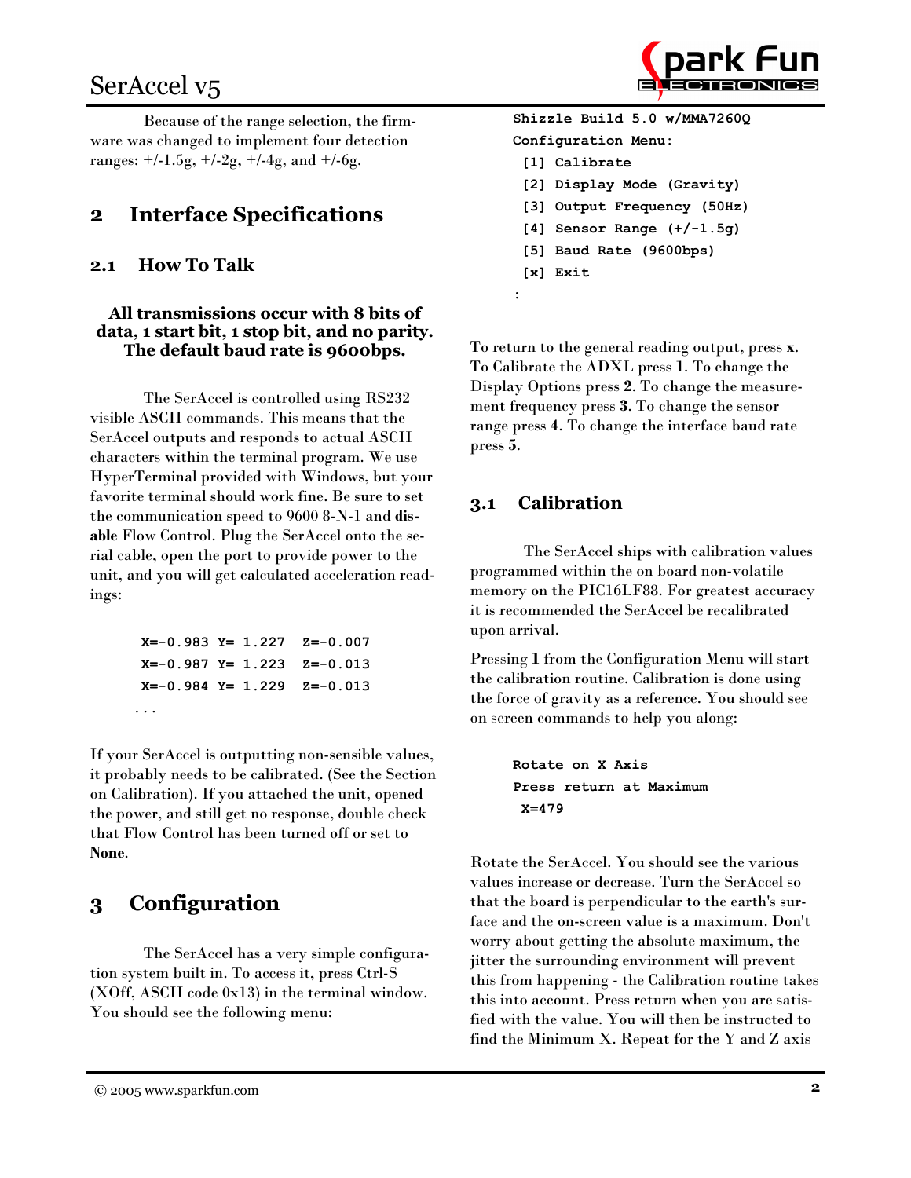Because of the range selection, the firmware was changed to implement four detection ranges: +/-1.5g, +/-2g, +/-4g, and +/-6g.

## 2 Interface Specifications

### 2.1 How To Talk

**All transmissions occur with 8 bits of data, 1 start bit, 1 stop bit, and no parity. The default baud rate is 9600bps.**

The SerAccel is controlled using RS232 visible ASCII commands. This means that the SerAccel outputs and responds to actual ASCII characters within the terminal program. We use HyperTerminal provided with Windows, but your favorite terminal should work fine. Be sure to set the communication speed to 9600 8-N-1 and **disable** Flow Control. Plug the SerAccel onto the serial cable, open the port to provide power to the unit, and you will get calculated acceleration readings:

```
X=-0.983 Y= 1.227  Z=-0.007
X=-0.987 Y= 1.223  Z=-0.013
X=-0.984 Y= 1.229  Z=-0.013
...
```

If your SerAccel is outputting non-sensible values, it probably needs to be calibrated. (See the Section on Calibration). If you attached the unit, opened the power, and still get no response, double check that Flow Control has been turned off or set to **None**.

## 3 Configuration

The SerAccel has a very simple configuration system built in. To access it, press Ctrl-S (XOff, ASCII code 0x13) in the terminal window. You should see the following menu:

```
Shizzle Build 5.0 w/MMA7260Q
Configuration Menu:
 [1] Calibrate
 [2] Display Mode (Gravity)
 [3] Output Frequency (50Hz)
 [4] Sensor Range (+/-1.5g)
 [5] Baud Rate (9600bps)
 [x] Exit
:
```

To return to the general reading output, press **x**. To Calibrate the ADXL press **1**. To change the Display Options press **2**. To change the measurement frequency press **3**. To change the sensor range press **4**. To change the interface baud rate press **5**.

### 3.1 Calibration

The SerAccel ships with calibration values programmed within the on board non-volatile memory on the PIC16LF88. For greatest accuracy it is recommended the SerAccel be recalibrated upon arrival.

Pressing **1** from the Configuration Menu will start the calibration routine. Calibration is done using the force of gravity as a reference. You should see on screen commands to help you along:

```
Rotate on X Axis
Press return at Maximum
 X=479
```

Rotate the SerAccel. You should see the various values increase or decrease. Turn the SerAccel so that the board is perpendicular to the earth's surface and the on-screen value is a maximum. Don't worry about getting the absolute maximum, the jitter the surrounding environment will prevent this from happening - the Calibration routine takes this into account. Press return when you are satisfied with the value. You will then be instructed to find the Minimum X. Repeat for the Y and Z axis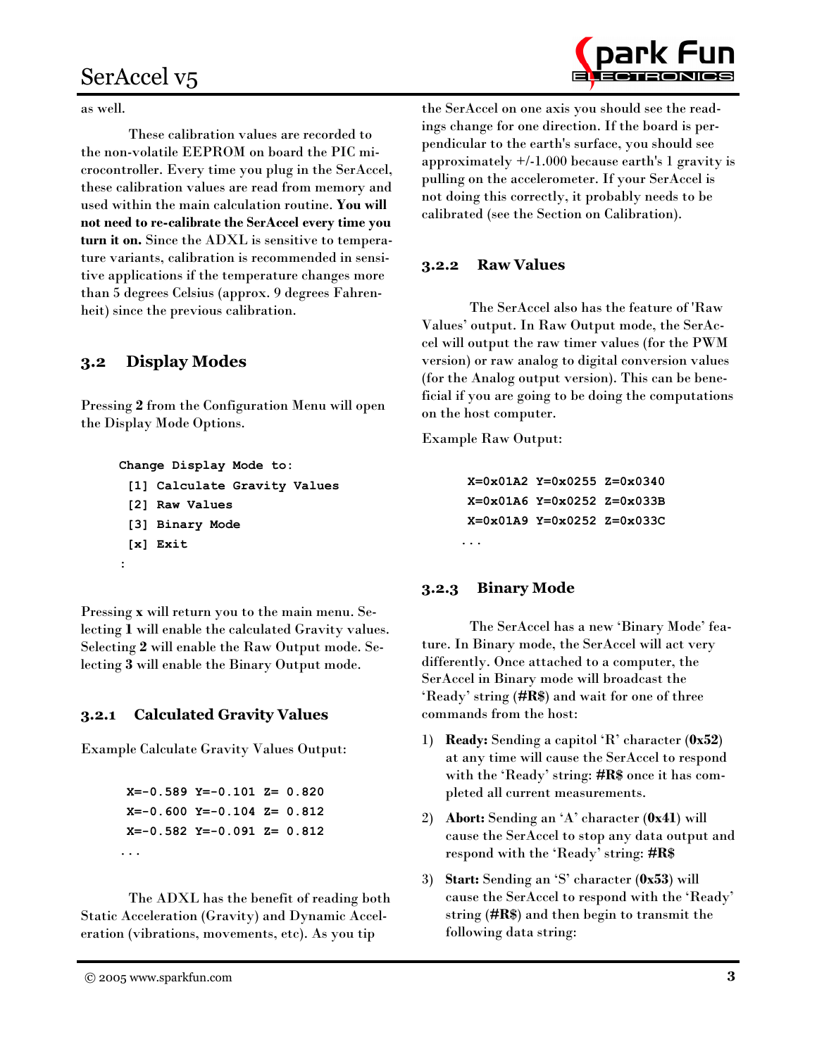as well.

These calibration values are recorded to the non-volatile EEPROM on board the PIC microcontroller. Every time you plug in the SerAccel, these calibration values are read from memory and used within the main calculation routine. **You will not need to re-calibrate the SerAccel every time you turn it on.** Since the ADXL is sensitive to temperature variants, calibration is recommended in sensitive applications if the temperature changes more than 5 degrees Celsius (approx. 9 degrees Fahrenheit) since the previous calibration.

## 3.2 Display Modes

Pressing **2** from the Configuration Menu will open the Display Mode Options.

```
Change Display Mode to:
 [1] Calculate Gravity Values
 [2] Raw Values
 [3] Binary Mode
 [x] Exit
:
```

Pressing **x** will return you to the main menu. Selecting **1** will enable the calculated Gravity values. Selecting **2** will enable the Raw Output mode. Selecting **3** will enable the Binary Output mode.

### 3.2.1 Calculated Gravity Values

Example Calculate Gravity Values Output:

```
 X=-0.589 Y=-0.101 Z= 0.820
 X=-0.600 Y=-0.104 Z= 0.812
 X=-0.582 Y=-0.091 Z= 0.812
...
```

The ADXL has the benefit of reading both Static Acceleration (Gravity) and Dynamic Acceleration (vibrations, movements, etc). As you tip the SerAccel on one axis you should see the readings change for one direction. If the board is perpendicular to the earth's surface, you should see approximately +/-1.000 because earth's 1 gravity is pulling on the accelerometer. If your SerAccel is not doing this correctly, it probably needs to be calibrated (see the Section on Calibration).

### 3.2.2 Raw Values

The SerAccel also has the feature of 'Raw Values' output. In Raw Output mode, the SerAccel will output the raw timer values (for the PWM version) or raw analog to digital conversion values (for the Analog output version). This can be beneficial if you are going to be doing the computations on the host computer.

Example Raw Output:

```
 X=0x01A2 Y=0x0255 Z=0x0340
 X=0x01A6 Y=0x0252 Z=0x033B
 X=0x01A9 Y=0x0252 Z=0x033C
...
```

### 3.2.3 Binary Mode

The SerAccel has a new 'Binary Mode' feature. In Binary mode, the SerAccel will act very differently. Once attached to a computer, the SerAccel in Binary mode will broadcast the 'Ready' string (**#R$**) and wait for one of three commands from the host:

1) **Ready:** Sending a capitol 'R' character (**0x52**) at any time will cause the SerAccel to respond with the 'Ready' string: **#R$** once it has completed all current measurements.
2) **Abort:** Sending an 'A' character (**0x41**) will cause the SerAccel to stop any data output and respond with the 'Ready' string: **#R$**
3) **Start:** Sending an 'S' character (**0x53**) will cause the SerAccel to respond with the 'Ready' string (**#R$**) and then begin to transmit the following data string: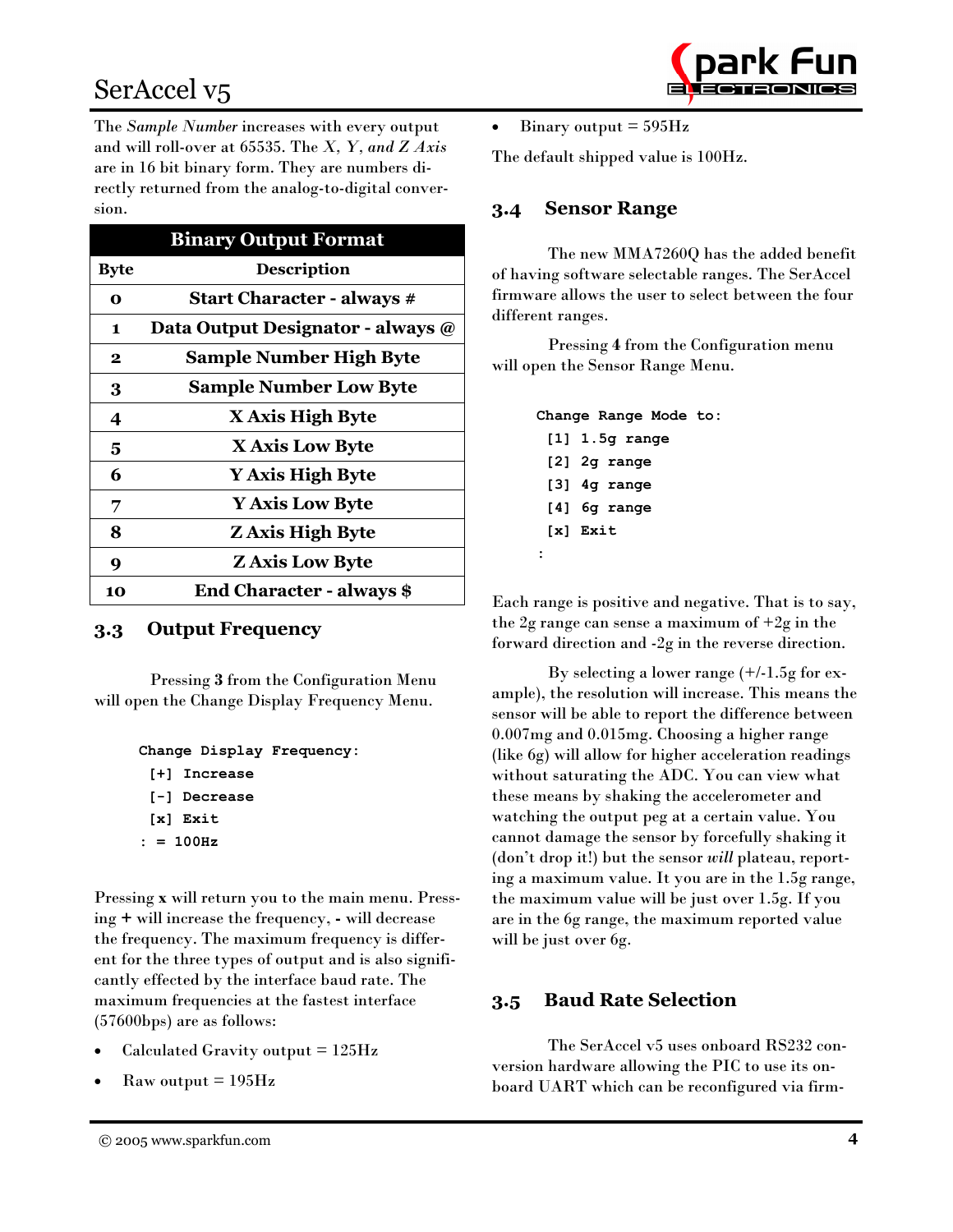The *Sample Number* increases with every output and will roll-over at 65535. The *X, Y, and Z Axis* are in 16 bit binary form. They are numbers directly returned from the analog-to-digital conversion.

| Binary Output Format | |
|---|---|
| **Byte** | **Description** |
| **0** | **Start Character - always #** |
| **1** | **Data Output Designator - always @** |
| **2** | **Sample Number High Byte** |
| **3** | **Sample Number Low Byte** |
| **4** | **X Axis High Byte** |
| **5** | **X Axis Low Byte** |
| **6** | **Y Axis High Byte** |
| **7** | **Y Axis Low Byte** |
| **8** | **Z Axis High Byte** |
| **9** | **Z Axis Low Byte** |
| **10** | **End Character - always $** |

## 3.3 Output Frequency

Pressing **3** from the Configuration Menu will open the Change Display Frequency Menu.

```
Change Display Frequency:
 [+] Increase
 [-] Decrease
 [x] Exit
: = 100Hz
```

Pressing **x** will return you to the main menu. Pressing **+** will increase the frequency, **-** will decrease the frequency. The maximum frequency is different for the three types of output and is also significantly effected by the interface baud rate. The maximum frequencies at the fastest interface (57600bps) are as follows:

- Calculated Gravity output = 125Hz
- Raw output = 195Hz
- Binary output = 595Hz

The default shipped value is 100Hz.

## 3.4 Sensor Range

The new MMA7260Q has the added benefit of having software selectable ranges. The SerAccel firmware allows the user to select between the four different ranges.

Pressing **4** from the Configuration menu will open the Sensor Range Menu.

```
Change Range Mode to:
 [1] 1.5g range
 [2] 2g range
 [3] 4g range
 [4] 6g range
 [x] Exit
:
```

Each range is positive and negative. That is to say, the 2g range can sense a maximum of +2g in the forward direction and -2g in the reverse direction.

By selecting a lower range (+/-1.5g for example), the resolution will increase. This means the sensor will be able to report the difference between 0.007mg and 0.015mg. Choosing a higher range (like 6g) will allow for higher acceleration readings without saturating the ADC. You can view what these means by shaking the accelerometer and watching the output peg at a certain value. You cannot damage the sensor by forcefully shaking it (don't drop it!) but the sensor *will* plateau, reporting a maximum value. It you are in the 1.5g range, the maximum value will be just over 1.5g. If you are in the 6g range, the maximum reported value will be just over 6g.

## 3.5 Baud Rate Selection

The SerAccel v5 uses onboard RS232 conversion hardware allowing the PIC to use its onboard UART which can be reconfigured via firm-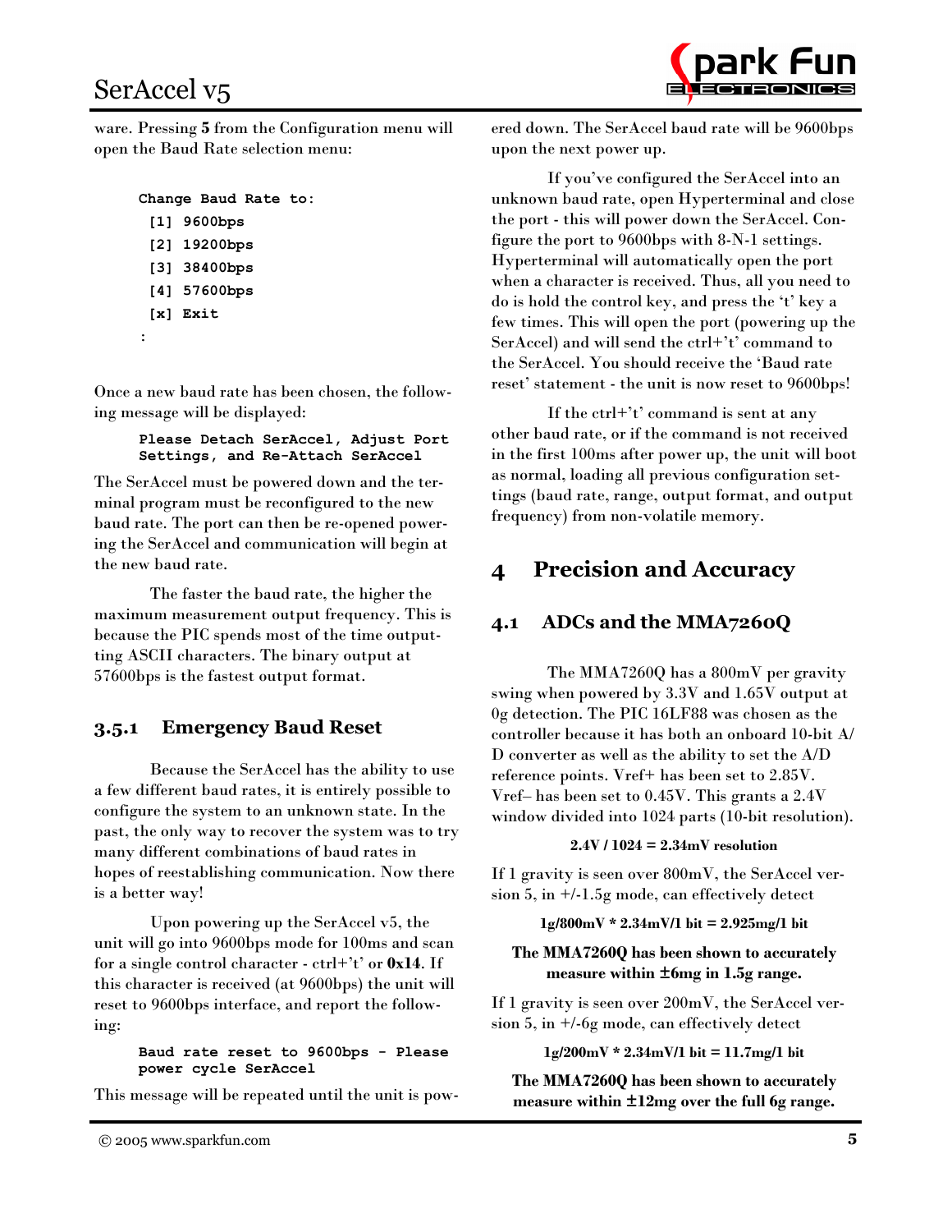ware. Pressing **5** from the Configuration menu will open the Baud Rate selection menu:

```
Change Baud Rate to:
 [1] 9600bps
 [2] 19200bps
 [3] 38400bps
 [4] 57600bps
 [x] Exit
:
```

Once a new baud rate has been chosen, the following message will be displayed:

```
Please Detach SerAccel, Adjust Port
Settings, and Re-Attach SerAccel
```

The SerAccel must be powered down and the terminal program must be reconfigured to the new baud rate. The port can then be re-opened powering the SerAccel and communication will begin at the new baud rate.

The faster the baud rate, the higher the maximum measurement output frequency. This is because the PIC spends most of the time outputting ASCII characters. The binary output at 57600bps is the fastest output format.

### 3.5.1 Emergency Baud Reset

Because the SerAccel has the ability to use a few different baud rates, it is entirely possible to configure the system to an unknown state. In the past, the only way to recover the system was to try many different combinations of baud rates in hopes of reestablishing communication. Now there is a better way!

Upon powering up the SerAccel v5, the unit will go into 9600bps mode for 100ms and scan for a single control character - ctrl+'t' or **0x14**. If this character is received (at 9600bps) the unit will reset to 9600bps interface, and report the following:

```
Baud rate reset to 9600bps - Please
power cycle SerAccel
```

This message will be repeated until the unit is powered down. The SerAccel baud rate will be 9600bps upon the next power up.

If you've configured the SerAccel into an unknown baud rate, open Hyperterminal and close the port - this will power down the SerAccel. Configure the port to 9600bps with 8-N-1 settings. Hyperterminal will automatically open the port when a character is received. Thus, all you need to do is hold the control key, and press the 't' key a few times. This will open the port (powering up the SerAccel) and will send the ctrl+'t' command to the SerAccel. You should receive the 'Baud rate reset' statement - the unit is now reset to 9600bps!

If the ctrl+'t' command is sent at any other baud rate, or if the command is not received in the first 100ms after power up, the unit will boot as normal, loading all previous configuration settings (baud rate, range, output format, and output frequency) from non-volatile memory.

# 4 Precision and Accuracy

## 4.1 ADCs and the MMA7260Q

The MMA7260Q has a 800mV per gravity swing when powered by 3.3V and 1.65V output at 0g detection. The PIC 16LF88 was chosen as the controller because it has both an onboard 10-bit A/D converter as well as the ability to set the A/D reference points. Vref+ has been set to 2.85V. Vref– has been set to 0.45V. This grants a 2.4V window divided into 1024 parts (10-bit resolution).

**2.4V / 1024 = 2.34mV resolution**

If 1 gravity is seen over 800mV, the SerAccel version 5, in +/-1.5g mode, can effectively detect

**1g/800mV * 2.34mV/1 bit = 2.925mg/1 bit**

**The MMA7260Q has been shown to accurately measure within ±6mg in 1.5g range.**

If 1 gravity is seen over 200mV, the SerAccel version 5, in +/-6g mode, can effectively detect

**1g/200mV * 2.34mV/1 bit = 11.7mg/1 bit**

**The MMA7260Q has been shown to accurately measure within ±12mg over the full 6g range.**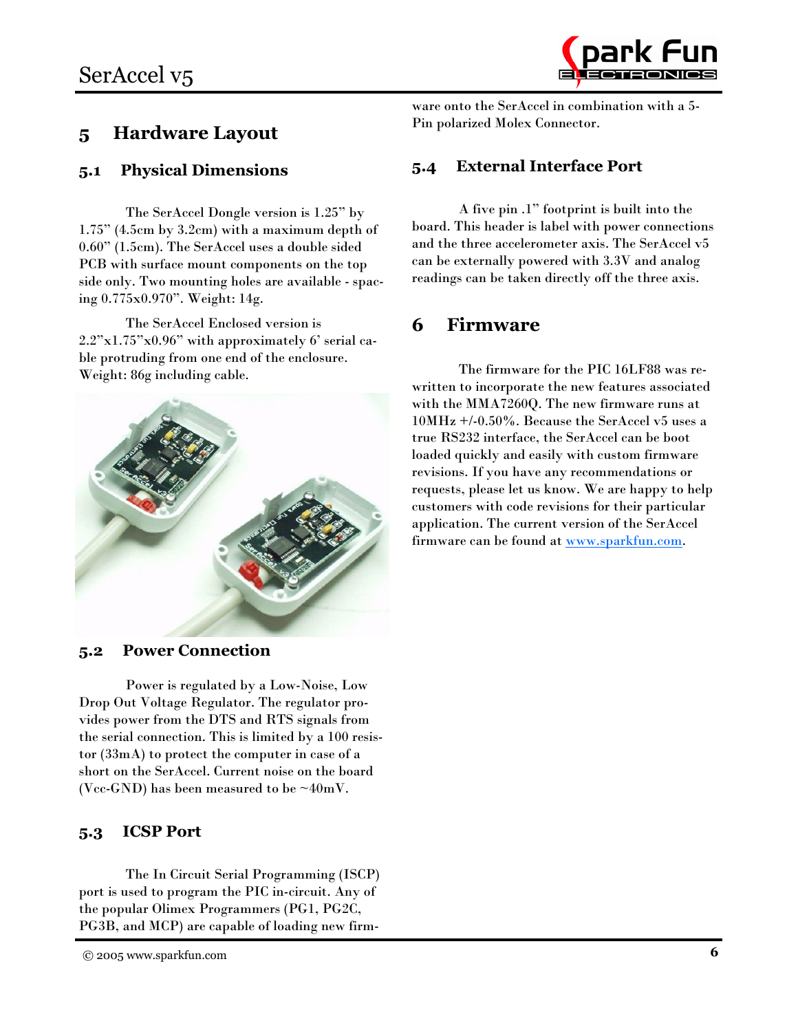## 5 Hardware Layout

### 5.1 Physical Dimensions

The SerAccel Dongle version is 1.25" by 1.75" (4.5cm by 3.2cm) with a maximum depth of 0.60" (1.5cm). The SerAccel uses a double sided PCB with surface mount components on the top side only. Two mounting holes are available - spacing 0.775x0.970". Weight: 14g.

The SerAccel Enclosed version is 2.2"x1.75"x0.96" with approximately 6' serial cable protruding from one end of the enclosure. Weight: 86g including cable.

### 5.2 Power Connection

Power is regulated by a Low-Noise, Low Drop Out Voltage Regulator. The regulator provides power from the DTS and RTS signals from the serial connection. This is limited by a 100 resistor (33mA) to protect the computer in case of a short on the SerAccel. Current noise on the board (Vcc-GND) has been measured to be ~40mV.

### 5.3 ICSP Port

The In Circuit Serial Programming (ISCP) port is used to program the PIC in-circuit. Any of the popular Olimex Programmers (PG1, PG2C, PG3B, and MCP) are capable of loading new firmware onto the SerAccel in combination with a 5-Pin polarized Molex Connector.

### 5.4 External Interface Port

A five pin .1" footprint is built into the board. This header is label with power connections and the three accelerometer axis. The SerAccel v5 can be externally powered with 3.3V and analog readings can be taken directly off the three axis.

## 6 Firmware

The firmware for the PIC 16LF88 was re-written to incorporate the new features associated with the MMA7260Q. The new firmware runs at 10MHz +/-0.50%. Because the SerAccel v5 uses a true RS232 interface, the SerAccel can be boot loaded quickly and easily with custom firmware revisions. If you have any recommendations or requests, please let us know. We are happy to help customers with code revisions for their particular application. The current version of the SerAccel firmware can be found at www.sparkfun.com.